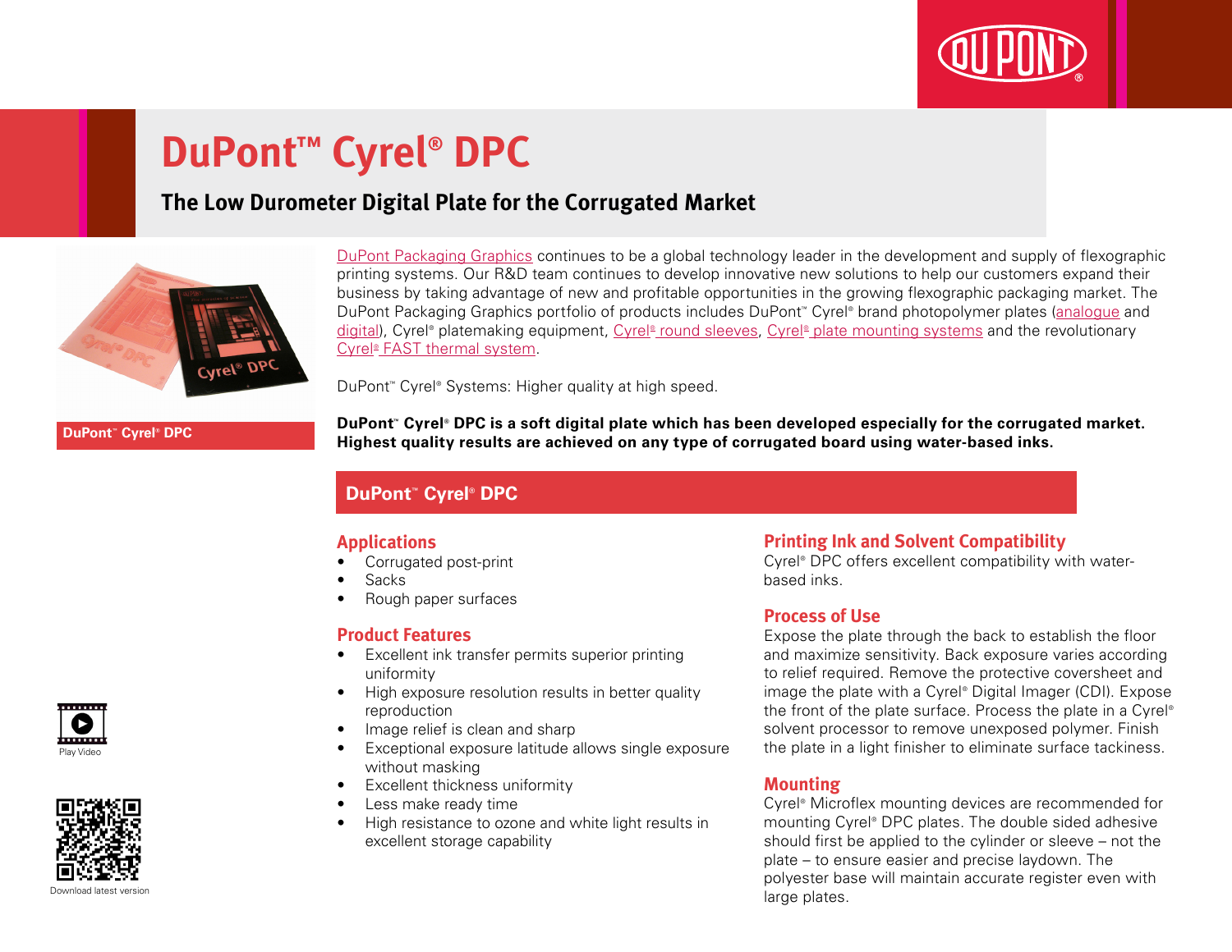# DuPont™ Cyrel® DPC

## The Low Durometer Digital Plate for the Corrugated Market

DuPont™ Cyrel® DPC

DuPont Packaging Graphics continues to be a global technology leader in the development and supply of flexographic printing systems. Our R&D team continues to develop innovative new solutions to help our customers expand their business by taking advantage of new and profitable opportunities in the growing flexographic packaging market. The DuPont Packaging Graphics portfolio of products includes DuPont™ Cyrel® brand photopolymer plates (analogue and digital), Cyrel® platemaking equipment, Cyrel® round sleeves, Cyrel® plate mounting systems and the revolutionary Cyrel® FAST thermal system.

DuPont™ Cyrel® Systems: Higher quality at high speed.

**DuPont™ Cyrel® DPC is a soft digital plate which has been developed especially for the corrugated market. Highest quality results are achieved on any type of corrugated board using water-based inks.**

## DuPont™ Cyrel® DPC

### Applications

- Corrugated post-print
- Sacks
- Rough paper surfaces

### Product Features

- Excellent ink transfer permits superior printing uniformity
- High exposure resolution results in better quality reproduction
- Image relief is clean and sharp
- Exceptional exposure latitude allows single exposure without masking
- Excellent thickness uniformity
- Less make ready time
- High resistance to ozone and white light results in excellent storage capability

### Printing Ink and Solvent Compatibility

Cyrel® DPC offers excellent compatibility with water-based inks.

### Process of Use

Expose the plate through the back to establish the floor and maximize sensitivity. Back exposure varies according to relief required. Remove the protective coversheet and image the plate with a Cyrel® Digital Imager (CDI). Expose the front of the plate surface. Process the plate in a Cyrel® solvent processor to remove unexposed polymer. Finish the plate in a light finisher to eliminate surface tackiness.

### Mounting

Cyrel® Microflex mounting devices are recommended for mounting Cyrel® DPC plates. The double sided adhesive should first be applied to the cylinder or sleeve – not the plate – to ensure easier and precise laydown. The polyester base will maintain accurate register even with large plates.

Play Video

Download latest version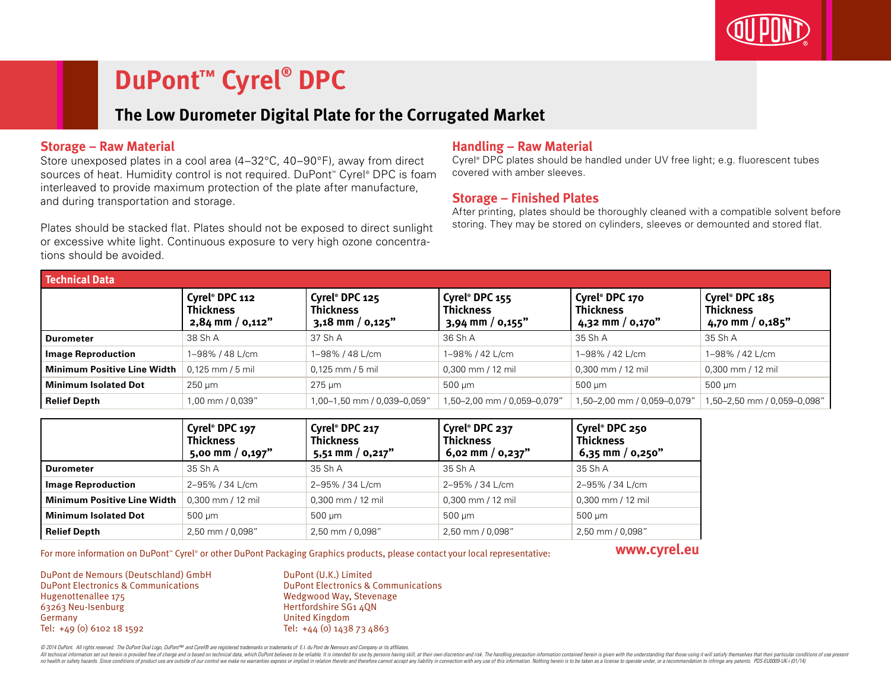# DuPont™ Cyrel® DPC

## The Low Durometer Digital Plate for the Corrugated Market

### Storage – Raw Material

Store unexposed plates in a cool area (4–32°C, 40–90°F), away from direct sources of heat. Humidity control is not required. DuPont™ Cyrel® DPC is foam interleaved to provide maximum protection of the plate after manufacture, and during transportation and storage.

Plates should be stacked flat. Plates should not be exposed to direct sunlight or excessive white light. Continuous exposure to very high ozone concentrations should be avoided.

### Handling – Raw Material

Cyrel® DPC plates should be handled under UV free light; e.g. fluorescent tubes covered with amber sleeves.

### Storage – Finished Plates

After printing, plates should be thoroughly cleaned with a compatible solvent before storing. They may be stored on cylinders, sleeves or demounted and stored flat.

**Technical Data**

| | Cyrel® DPC 112 Thickness 2,84 mm / 0,112" | Cyrel® DPC 125 Thickness 3,18 mm / 0,125" | Cyrel® DPC 155 Thickness 3,94 mm / 0,155" | Cyrel® DPC 170 Thickness 4,32 mm / 0,170" | Cyrel® DPC 185 Thickness 4,70 mm / 0,185" |
|---|---|---|---|---|---|
| **Durometer** | 38 Sh A | 37 Sh A | 36 Sh A | 35 Sh A | 35 Sh A |
| **Image Reproduction** | 1–98% / 48 L/cm | 1–98% / 48 L/cm | 1–98% / 42 L/cm | 1–98% / 42 L/cm | 1–98% / 42 L/cm |
| **Minimum Positive Line Width** | 0,125 mm / 5 mil | 0,125 mm / 5 mil | 0,300 mm / 12 mil | 0,300 mm / 12 mil | 0,300 mm / 12 mil |
| **Minimum Isolated Dot** | 250 µm | 275 µm | 500 µm | 500 µm | 500 µm |
| **Relief Depth** | 1,00 mm / 0,039" | 1,00–1,50 mm / 0,039–0,059" | 1,50–2,00 mm / 0,059–0,079" | 1,50–2,00 mm / 0,059–0,079" | 1,50–2,50 mm / 0,059–0,098" |

| | Cyrel® DPC 197 Thickness 5,00 mm / 0,197" | Cyrel® DPC 217 Thickness 5,51 mm / 0,217" | Cyrel® DPC 237 Thickness 6,02 mm / 0,237" | Cyrel® DPC 250 Thickness 6,35 mm / 0,250" |
|---|---|---|---|---|
| **Durometer** | 35 Sh A | 35 Sh A | 35 Sh A | 35 Sh A |
| **Image Reproduction** | 2–95% / 34 L/cm | 2–95% / 34 L/cm | 2–95% / 34 L/cm | 2–95% / 34 L/cm |
| **Minimum Positive Line Width** | 0,300 mm / 12 mil | 0,300 mm / 12 mil | 0,300 mm / 12 mil | 0,300 mm / 12 mil |
| **Minimum Isolated Dot** | 500 µm | 500 µm | 500 µm | 500 µm |
| **Relief Depth** | 2,50 mm / 0,098" | 2,50 mm / 0,098" | 2,50 mm / 0,098" | 2,50 mm / 0,098" |

For more information on DuPont™ Cyrel® or other DuPont Packaging Graphics products, please contact your local representative:

**www.cyrel.eu**

DuPont de Nemours (Deutschland) GmbH
DuPont Electronics & Communications
Hugenottenallee 175
63263 Neu-Isenburg
Germany
Tel: +49 (0) 6102 18 1592

DuPont (U.K.) Limited
DuPont Electronics & Communications
Wedgwood Way, Stevenage
Hertfordshire SG1 4QN
United Kingdom
Tel: +44 (0) 1438 73 4863

*© 2014 DuPont. All rights reserved. The DuPont Oval Logo, DuPont™ and Cyrel® are registered trademarks or trademarks of E.I. du Pont de Nemours and Company or its affiliates.*
*All technical information set out herein is provided free of charge and is based on technical data, which DuPont believes to be reliable. It is intended for use by persons having skill, at their own discretion and risk. The handling precaution information contained herein is given with the understanding that those using it will satisfy themselves that their particular conditions of use present no health or safety hazards. Since conditions of product use are outside of our control we make no warranties express or implied in relation thereto and therefore cannot accept any liability in connection with any use of this information. Nothing herein is to be taken as a license to operate under, or a recommendation to infringe any patents. PDS-EU0009-UK-i (01/14)*